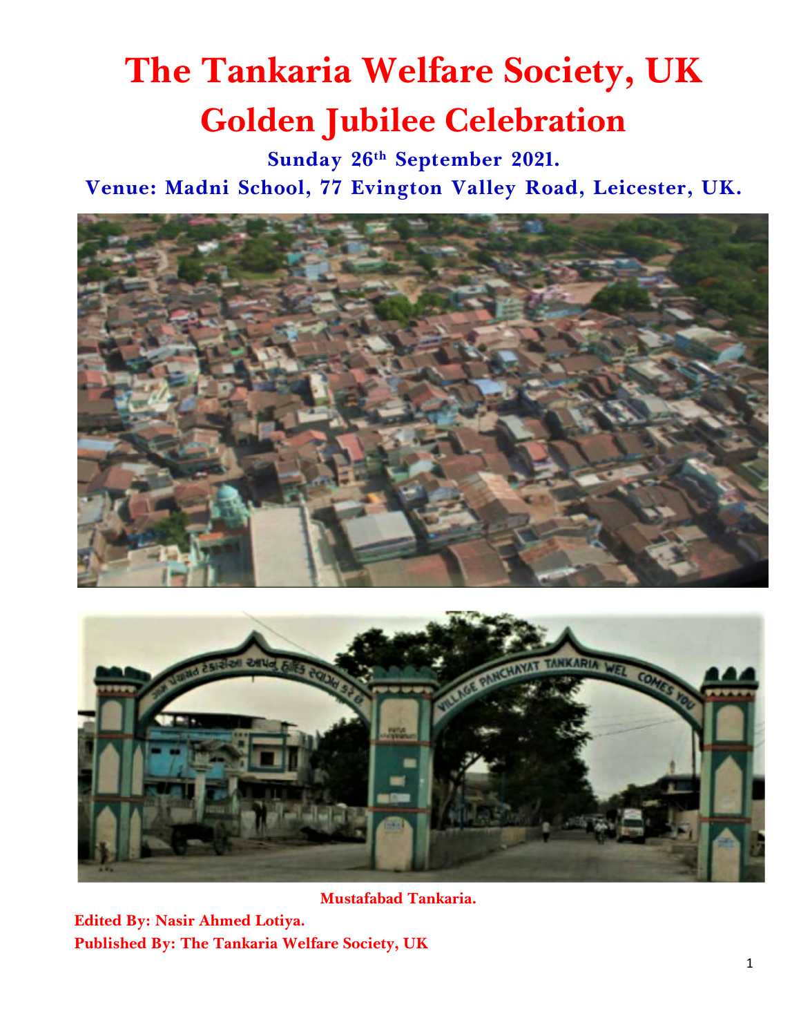# The Tankaria Welfare Society, UK

# Golden Jubilee Celebration

**Sunday 26th September 2021.**

**Venue: Madni School, 77 Evington Valley Road, Leicester, UK.**

**Mustafabad Tankaria.**

**Edited By: Nasir Ahmed Lotiya.**

**Published By: The Tankaria Welfare Society, UK**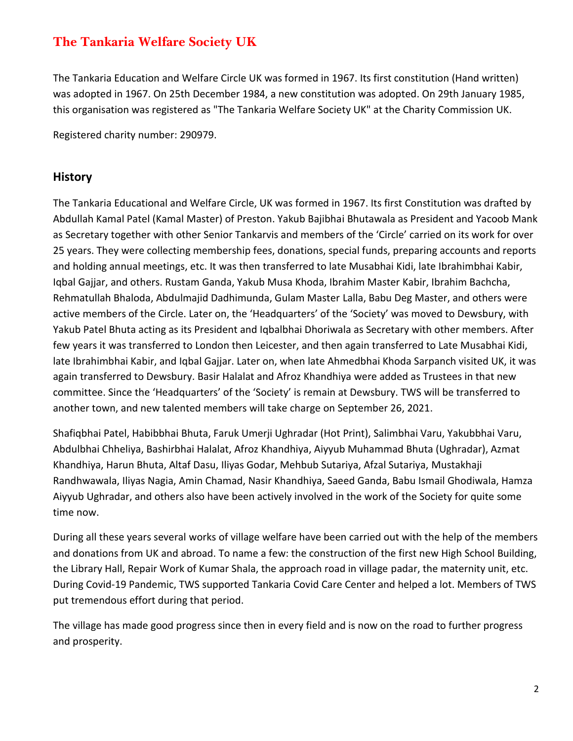# The Tankaria Welfare Society UK

The Tankaria Education and Welfare Circle UK was formed in 1967. Its first constitution (Hand written) was adopted in 1967. On 25th December 1984, a new constitution was adopted. On 29th January 1985, this organisation was registered as "The Tankaria Welfare Society UK" at the Charity Commission UK.

Registered charity number: 290979.

## History

The Tankaria Educational and Welfare Circle, UK was formed in 1967. Its first Constitution was drafted by Abdullah Kamal Patel (Kamal Master) of Preston. Yakub Bajibhai Bhutawala as President and Yacoob Mank as Secretary together with other Senior Tankarvis and members of the 'Circle' carried on its work for over 25 years. They were collecting membership fees, donations, special funds, preparing accounts and reports and holding annual meetings, etc. It was then transferred to late Musabhai Kidi, late Ibrahimbhai Kabir, Iqbal Gajjar, and others. Rustam Ganda, Yakub Musa Khoda, Ibrahim Master Kabir, Ibrahim Bachcha, Rehmatullah Bhaloda, Abdulmajid Dadhimunda, Gulam Master Lalla, Babu Deg Master, and others were active members of the Circle. Later on, the 'Headquarters' of the 'Society' was moved to Dewsbury, with Yakub Patel Bhuta acting as its President and Iqbalbhai Dhoriwala as Secretary with other members. After few years it was transferred to London then Leicester, and then again transferred to Late Musabhai Kidi, late Ibrahimbhai Kabir, and Iqbal Gajjar. Later on, when late Ahmedbhai Khoda Sarpanch visited UK, it was again transferred to Dewsbury. Basir Halalat and Afroz Khandhiya were added as Trustees in that new committee. Since the 'Headquarters' of the 'Society' is remain at Dewsbury. TWS will be transferred to another town, and new talented members will take charge on September 26, 2021.

Shafiqbhai Patel, Habibbhai Bhuta, Faruk Umerji Ughradar (Hot Print), Salimbhai Varu, Yakubbhai Varu, Abdulbhai Chheliya, Bashirbhai Halalat, Afroz Khandhiya, Aiyyub Muhammad Bhuta (Ughradar), Azmat Khandhiya, Harun Bhuta, Altaf Dasu, Iliyas Godar, Mehbub Sutariya, Afzal Sutariya, Mustakhaji Randhwawala, Iliyas Nagia, Amin Chamad, Nasir Khandhiya, Saeed Ganda, Babu Ismail Ghodiwala, Hamza Aiyyub Ughradar, and others also have been actively involved in the work of the Society for quite some time now.

During all these years several works of village welfare have been carried out with the help of the members and donations from UK and abroad. To name a few: the construction of the first new High School Building, the Library Hall, Repair Work of Kumar Shala, the approach road in village padar, the maternity unit, etc. During Covid-19 Pandemic, TWS supported Tankaria Covid Care Center and helped a lot. Members of TWS put tremendous effort during that period.

The village has made good progress since then in every field and is now on the road to further progress and prosperity.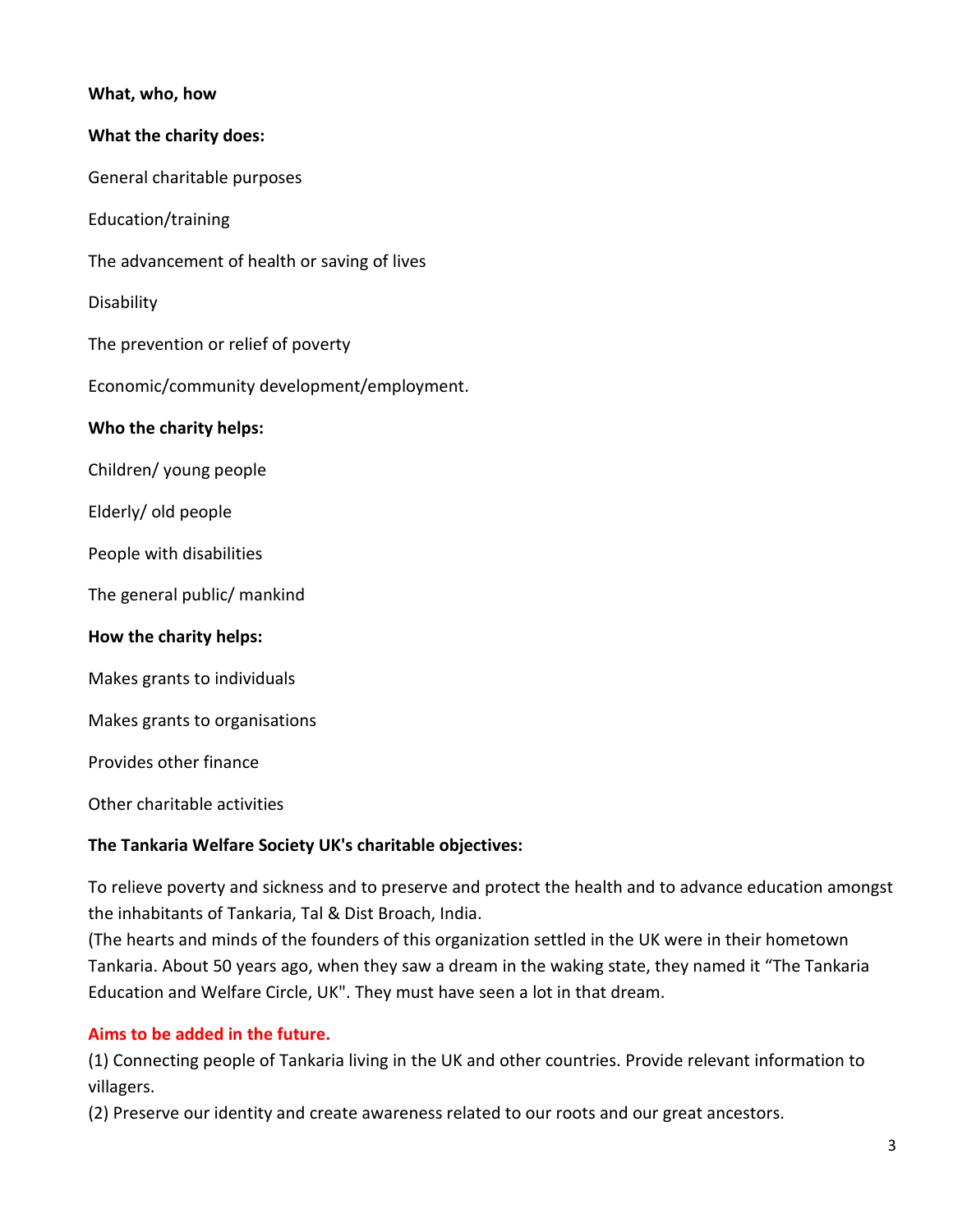**What, who, how**

**What the charity does:**

General charitable purposes

Education/training

The advancement of health or saving of lives

Disability

The prevention or relief of poverty

Economic/community development/employment.

**Who the charity helps:**

Children/ young people

Elderly/ old people

People with disabilities

The general public/ mankind

**How the charity helps:**

Makes grants to individuals

Makes grants to organisations

Provides other finance

Other charitable activities

**The Tankaria Welfare Society UK's charitable objectives:**

To relieve poverty and sickness and to preserve and protect the health and to advance education amongst the inhabitants of Tankaria, Tal & Dist Broach, India.
(The hearts and minds of the founders of this organization settled in the UK were in their hometown Tankaria. About 50 years ago, when they saw a dream in the waking state, they named it "The Tankaria Education and Welfare Circle, UK". They must have seen a lot in that dream.

**Aims to be added in the future.**

(1) Connecting people of Tankaria living in the UK and other countries. Provide relevant information to villagers.
(2) Preserve our identity and create awareness related to our roots and our great ancestors.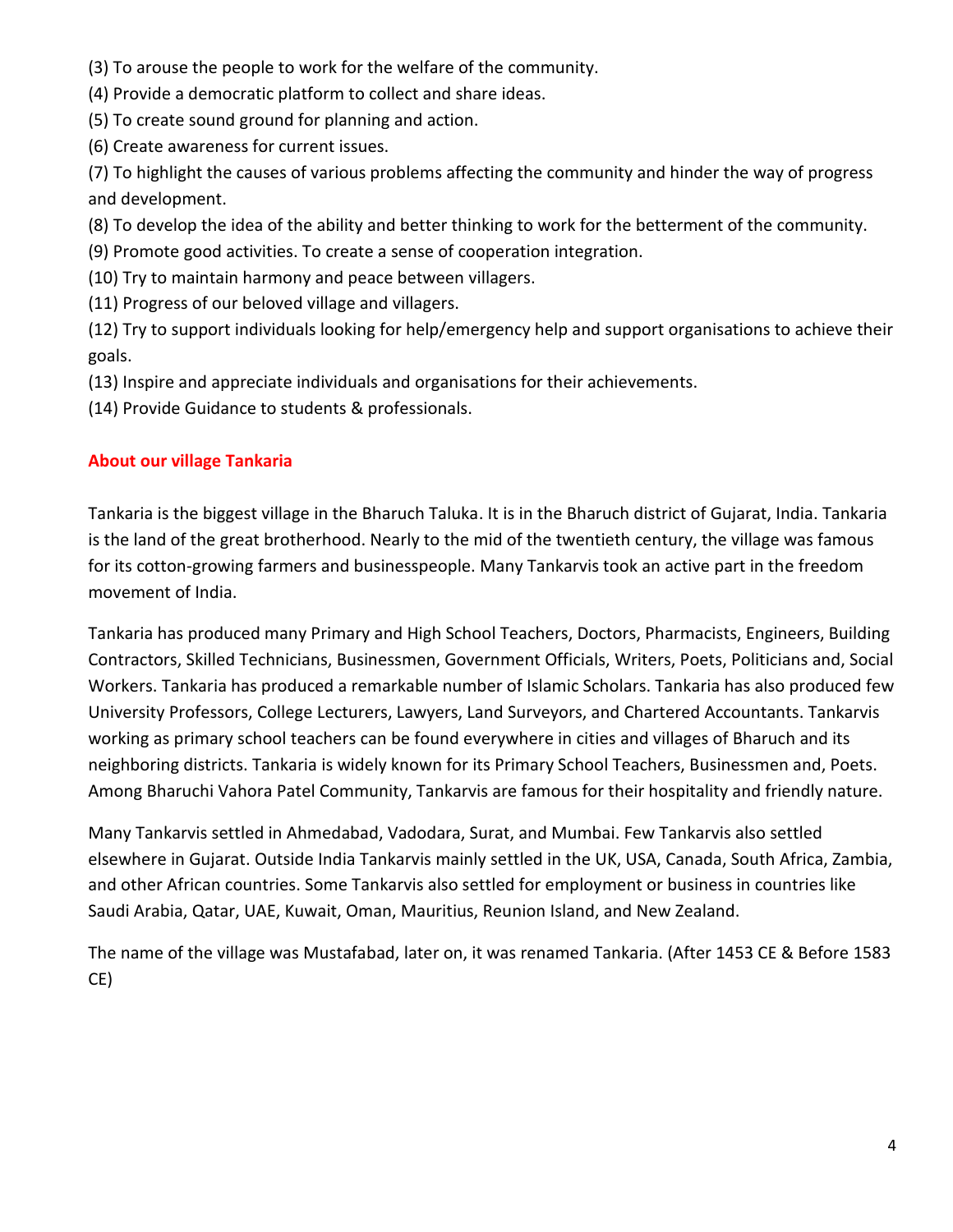(3) To arouse the people to work for the welfare of the community.

(4) Provide a democratic platform to collect and share ideas.

(5) To create sound ground for planning and action.

(6) Create awareness for current issues.

(7) To highlight the causes of various problems affecting the community and hinder the way of progress and development.

(8) To develop the idea of the ability and better thinking to work for the betterment of the community.

(9) Promote good activities. To create a sense of cooperation integration.

(10) Try to maintain harmony and peace between villagers.

(11) Progress of our beloved village and villagers.

(12) Try to support individuals looking for help/emergency help and support organisations to achieve their goals.

(13) Inspire and appreciate individuals and organisations for their achievements.

(14) Provide Guidance to students & professionals.

## About our village Tankaria

Tankaria is the biggest village in the Bharuch Taluka. It is in the Bharuch district of Gujarat, India. Tankaria is the land of the great brotherhood. Nearly to the mid of the twentieth century, the village was famous for its cotton-growing farmers and businesspeople. Many Tankarvis took an active part in the freedom movement of India.

Tankaria has produced many Primary and High School Teachers, Doctors, Pharmacists, Engineers, Building Contractors, Skilled Technicians, Businessmen, Government Officials, Writers, Poets, Politicians and, Social Workers. Tankaria has produced a remarkable number of Islamic Scholars. Tankaria has also produced few University Professors, College Lecturers, Lawyers, Land Surveyors, and Chartered Accountants. Tankarvis working as primary school teachers can be found everywhere in cities and villages of Bharuch and its neighboring districts. Tankaria is widely known for its Primary School Teachers, Businessmen and, Poets. Among Bharuchi Vahora Patel Community, Tankarvis are famous for their hospitality and friendly nature.

Many Tankarvis settled in Ahmedabad, Vadodara, Surat, and Mumbai. Few Tankarvis also settled elsewhere in Gujarat. Outside India Tankarvis mainly settled in the UK, USA, Canada, South Africa, Zambia, and other African countries. Some Tankarvis also settled for employment or business in countries like Saudi Arabia, Qatar, UAE, Kuwait, Oman, Mauritius, Reunion Island, and New Zealand.

The name of the village was Mustafabad, later on, it was renamed Tankaria. (After 1453 CE & Before 1583 CE)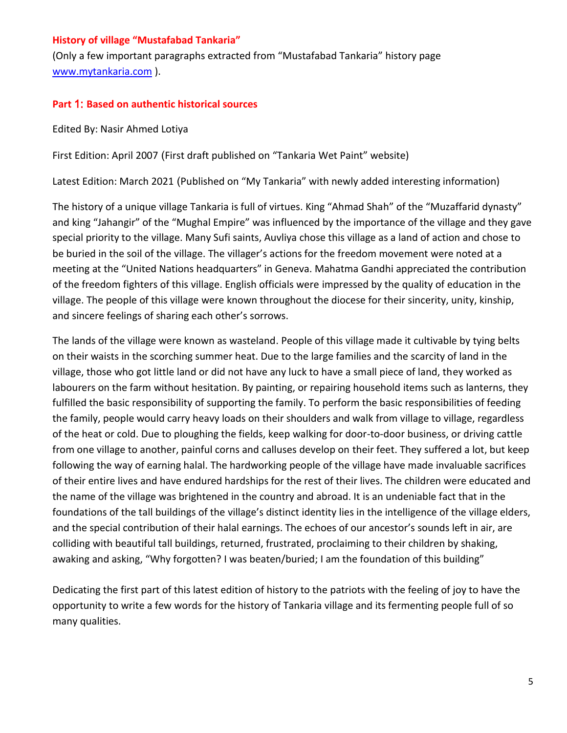## History of village "Mustafabad Tankaria"

(Only a few important paragraphs extracted from "Mustafabad Tankaria" history page www.mytankaria.com ).

### Part 1: Based on authentic historical sources

Edited By: Nasir Ahmed Lotiya

First Edition: April 2007 (First draft published on "Tankaria Wet Paint" website)

Latest Edition: March 2021 (Published on "My Tankaria" with newly added interesting information)

The history of a unique village Tankaria is full of virtues. King "Ahmad Shah" of the "Muzaffarid dynasty" and king "Jahangir" of the "Mughal Empire" was influenced by the importance of the village and they gave special priority to the village. Many Sufi saints, Auvliya chose this village as a land of action and chose to be buried in the soil of the village. The villager's actions for the freedom movement were noted at a meeting at the "United Nations headquarters" in Geneva. Mahatma Gandhi appreciated the contribution of the freedom fighters of this village. English officials were impressed by the quality of education in the village. The people of this village were known throughout the diocese for their sincerity, unity, kinship, and sincere feelings of sharing each other's sorrows.

The lands of the village were known as wasteland. People of this village made it cultivable by tying belts on their waists in the scorching summer heat. Due to the large families and the scarcity of land in the village, those who got little land or did not have any luck to have a small piece of land, they worked as labourers on the farm without hesitation. By painting, or repairing household items such as lanterns, they fulfilled the basic responsibility of supporting the family. To perform the basic responsibilities of feeding the family, people would carry heavy loads on their shoulders and walk from village to village, regardless of the heat or cold. Due to ploughing the fields, keep walking for door-to-door business, or driving cattle from one village to another, painful corns and calluses develop on their feet. They suffered a lot, but keep following the way of earning halal. The hardworking people of the village have made invaluable sacrifices of their entire lives and have endured hardships for the rest of their lives. The children were educated and the name of the village was brightened in the country and abroad. It is an undeniable fact that in the foundations of the tall buildings of the village's distinct identity lies in the intelligence of the village elders, and the special contribution of their halal earnings. The echoes of our ancestor's sounds left in air, are colliding with beautiful tall buildings, returned, frustrated, proclaiming to their children by shaking, awaking and asking, "Why forgotten? I was beaten/buried; I am the foundation of this building"

Dedicating the first part of this latest edition of history to the patriots with the feeling of joy to have the opportunity to write a few words for the history of Tankaria village and its fermenting people full of so many qualities.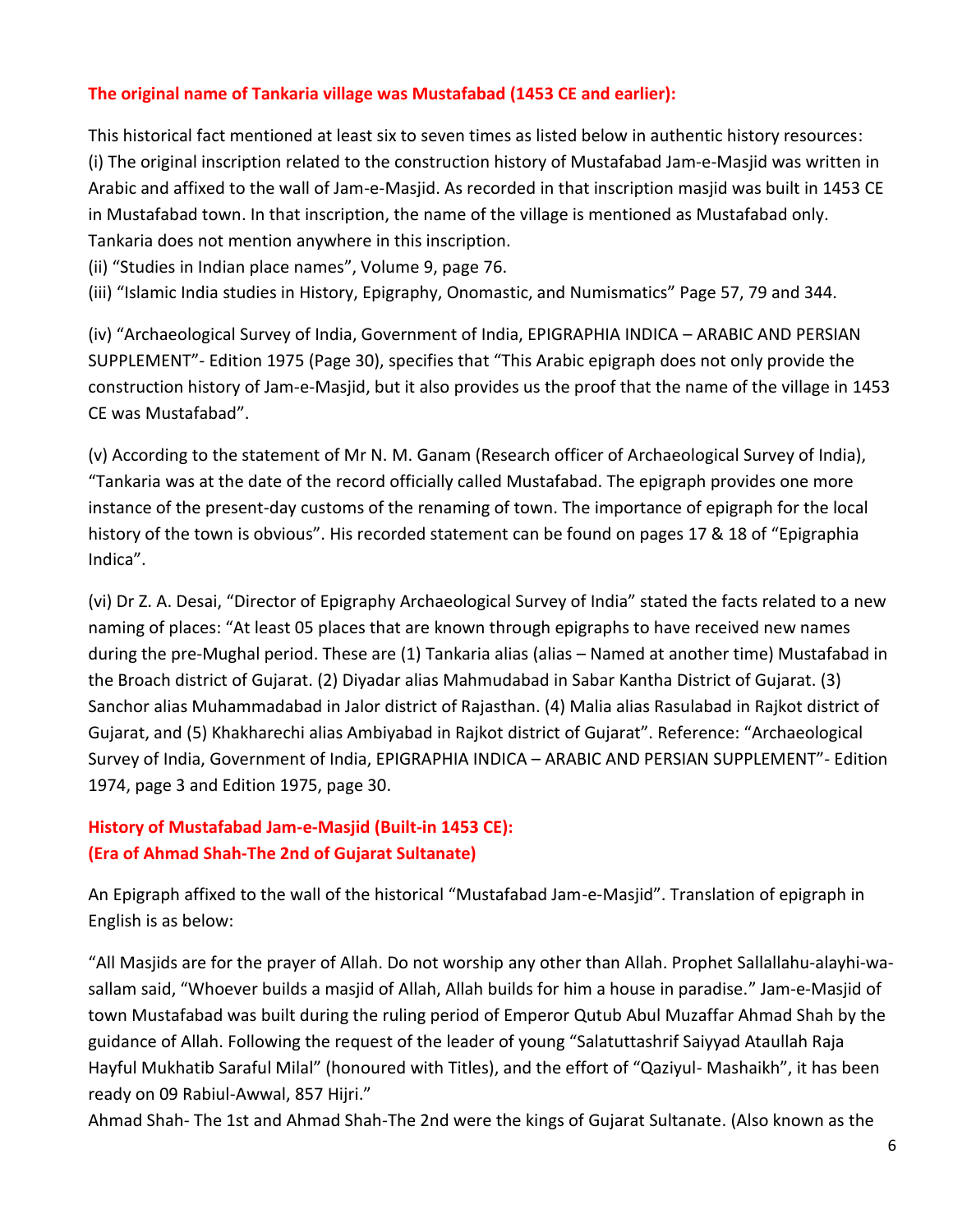**The original name of Tankaria village was Mustafabad (1453 CE and earlier):**

This historical fact mentioned at least six to seven times as listed below in authentic history resources:
(i) The original inscription related to the construction history of Mustafabad Jam-e-Masjid was written in Arabic and affixed to the wall of Jam-e-Masjid. As recorded in that inscription masjid was built in 1453 CE in Mustafabad town. In that inscription, the name of the village is mentioned as Mustafabad only. Tankaria does not mention anywhere in this inscription.
(ii) "Studies in Indian place names", Volume 9, page 76.
(iii) "Islamic India studies in History, Epigraphy, Onomastic, and Numismatics" Page 57, 79 and 344.

(iv) "Archaeological Survey of India, Government of India, EPIGRAPHIA INDICA – ARABIC AND PERSIAN SUPPLEMENT"- Edition 1975 (Page 30), specifies that "This Arabic epigraph does not only provide the construction history of Jam-e-Masjid, but it also provides us the proof that the name of the village in 1453 CE was Mustafabad".

(v) According to the statement of Mr N. M. Ganam (Research officer of Archaeological Survey of India), "Tankaria was at the date of the record officially called Mustafabad. The epigraph provides one more instance of the present-day customs of the renaming of town. The importance of epigraph for the local history of the town is obvious". His recorded statement can be found on pages 17 & 18 of "Epigraphia Indica".

(vi) Dr Z. A. Desai, "Director of Epigraphy Archaeological Survey of India" stated the facts related to a new naming of places: "At least 05 places that are known through epigraphs to have received new names during the pre-Mughal period. These are (1) Tankaria alias (alias – Named at another time) Mustafabad in the Broach district of Gujarat. (2) Diyadar alias Mahmudabad in Sabar Kantha District of Gujarat. (3) Sanchor alias Muhammadabad in Jalor district of Rajasthan. (4) Malia alias Rasulabad in Rajkot district of Gujarat, and (5) Khakharechi alias Ambiyabad in Rajkot district of Gujarat". Reference: "Archaeological Survey of India, Government of India, EPIGRAPHIA INDICA – ARABIC AND PERSIAN SUPPLEMENT"- Edition 1974, page 3 and Edition 1975, page 30.

**History of Mustafabad Jam-e-Masjid (Built-in 1453 CE):**
**(Era of Ahmad Shah-The 2nd of Gujarat Sultanate)**

An Epigraph affixed to the wall of the historical "Mustafabad Jam-e-Masjid". Translation of epigraph in English is as below:

"All Masjids are for the prayer of Allah. Do not worship any other than Allah. Prophet Sallallahu-alayhi-wa-sallam said, "Whoever builds a masjid of Allah, Allah builds for him a house in paradise." Jam-e-Masjid of town Mustafabad was built during the ruling period of Emperor Qutub Abul Muzaffar Ahmad Shah by the guidance of Allah. Following the request of the leader of young "Salatuttashrif Saiyyad Ataullah Raja Hayful Mukhatib Saraful Milal" (honoured with Titles), and the effort of "Qaziyul- Mashaikh", it has been ready on 09 Rabiul-Awwal, 857 Hijri."
Ahmad Shah- The 1st and Ahmad Shah-The 2nd were the kings of Gujarat Sultanate. (Also known as the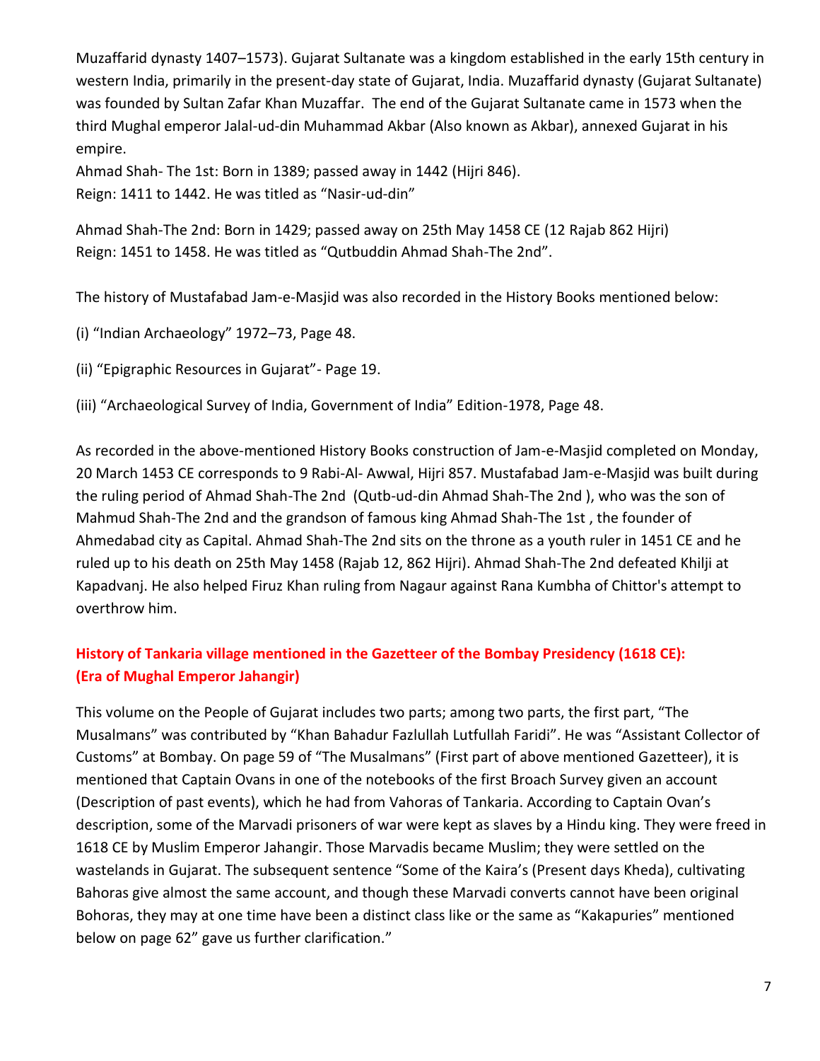Muzaffarid dynasty 1407–1573). Gujarat Sultanate was a kingdom established in the early 15th century in western India, primarily in the present-day state of Gujarat, India. Muzaffarid dynasty (Gujarat Sultanate) was founded by Sultan Zafar Khan Muzaffar. The end of the Gujarat Sultanate came in 1573 when the third Mughal emperor Jalal-ud-din Muhammad Akbar (Also known as Akbar), annexed Gujarat in his empire.

Ahmad Shah- The 1st: Born in 1389; passed away in 1442 (Hijri 846).
Reign: 1411 to 1442. He was titled as "Nasir-ud-din"

Ahmad Shah-The 2nd: Born in 1429; passed away on 25th May 1458 CE (12 Rajab 862 Hijri)
Reign: 1451 to 1458. He was titled as "Qutbuddin Ahmad Shah-The 2nd".

The history of Mustafabad Jam-e-Masjid was also recorded in the History Books mentioned below:

(i) "Indian Archaeology" 1972–73, Page 48.

(ii) "Epigraphic Resources in Gujarat"- Page 19.

(iii) "Archaeological Survey of India, Government of India" Edition-1978, Page 48.

As recorded in the above-mentioned History Books construction of Jam-e-Masjid completed on Monday, 20 March 1453 CE corresponds to 9 Rabi-Al- Awwal, Hijri 857. Mustafabad Jam-e-Masjid was built during the ruling period of Ahmad Shah-The 2nd (Qutb-ud-din Ahmad Shah-The 2nd ), who was the son of Mahmud Shah-The 2nd and the grandson of famous king Ahmad Shah-The 1st , the founder of Ahmedabad city as Capital. Ahmad Shah-The 2nd sits on the throne as a youth ruler in 1451 CE and he ruled up to his death on 25th May 1458 (Rajab 12, 862 Hijri). Ahmad Shah-The 2nd defeated Khilji at Kapadvanj. He also helped Firuz Khan ruling from Nagaur against Rana Kumbha of Chittor's attempt to overthrow him.

## History of Tankaria village mentioned in the Gazetteer of the Bombay Presidency (1618 CE): (Era of Mughal Emperor Jahangir)

This volume on the People of Gujarat includes two parts; among two parts, the first part, "The Musalmans" was contributed by "Khan Bahadur Fazlullah Lutfullah Faridi". He was "Assistant Collector of Customs" at Bombay. On page 59 of "The Musalmans" (First part of above mentioned Gazetteer), it is mentioned that Captain Ovans in one of the notebooks of the first Broach Survey given an account (Description of past events), which he had from Vahoras of Tankaria. According to Captain Ovan's description, some of the Marvadi prisoners of war were kept as slaves by a Hindu king. They were freed in 1618 CE by Muslim Emperor Jahangir. Those Marvadis became Muslim; they were settled on the wastelands in Gujarat. The subsequent sentence "Some of the Kaira's (Present days Kheda), cultivating Bahoras give almost the same account, and though these Marvadi converts cannot have been original Bohoras, they may at one time have been a distinct class like or the same as "Kakapuries" mentioned below on page 62" gave us further clarification."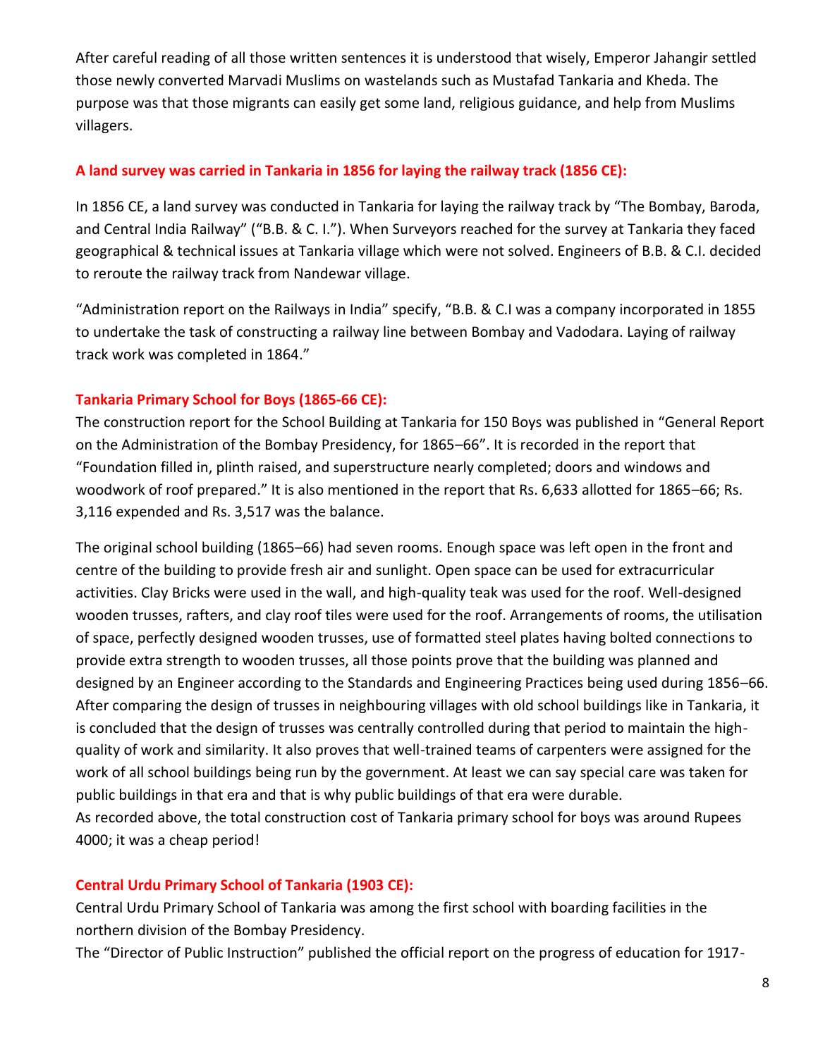After careful reading of all those written sentences it is understood that wisely, Emperor Jahangir settled those newly converted Marvadi Muslims on wastelands such as Mustafad Tankaria and Kheda. The purpose was that those migrants can easily get some land, religious guidance, and help from Muslims villagers.

### A land survey was carried in Tankaria in 1856 for laying the railway track (1856 CE):

In 1856 CE, a land survey was conducted in Tankaria for laying the railway track by "The Bombay, Baroda, and Central India Railway" ("B.B. & C. I."). When Surveyors reached for the survey at Tankaria they faced geographical & technical issues at Tankaria village which were not solved. Engineers of B.B. & C.I. decided to reroute the railway track from Nandewar village.

"Administration report on the Railways in India" specify, "B.B. & C.I was a company incorporated in 1855 to undertake the task of constructing a railway line between Bombay and Vadodara. Laying of railway track work was completed in 1864."

### Tankaria Primary School for Boys (1865-66 CE):

The construction report for the School Building at Tankaria for 150 Boys was published in "General Report on the Administration of the Bombay Presidency, for 1865–66". It is recorded in the report that "Foundation filled in, plinth raised, and superstructure nearly completed; doors and windows and woodwork of roof prepared." It is also mentioned in the report that Rs. 6,633 allotted for 1865–66; Rs. 3,116 expended and Rs. 3,517 was the balance.

The original school building (1865–66) had seven rooms. Enough space was left open in the front and centre of the building to provide fresh air and sunlight. Open space can be used for extracurricular activities. Clay Bricks were used in the wall, and high-quality teak was used for the roof. Well-designed wooden trusses, rafters, and clay roof tiles were used for the roof. Arrangements of rooms, the utilisation of space, perfectly designed wooden trusses, use of formatted steel plates having bolted connections to provide extra strength to wooden trusses, all those points prove that the building was planned and designed by an Engineer according to the Standards and Engineering Practices being used during 1856–66. After comparing the design of trusses in neighbouring villages with old school buildings like in Tankaria, it is concluded that the design of trusses was centrally controlled during that period to maintain the high-quality of work and similarity. It also proves that well-trained teams of carpenters were assigned for the work of all school buildings being run by the government. At least we can say special care was taken for public buildings in that era and that is why public buildings of that era were durable.
As recorded above, the total construction cost of Tankaria primary school for boys was around Rupees 4000; it was a cheap period!

### Central Urdu Primary School of Tankaria (1903 CE):

Central Urdu Primary School of Tankaria was among the first school with boarding facilities in the northern division of the Bombay Presidency.
The "Director of Public Instruction" published the official report on the progress of education for 1917-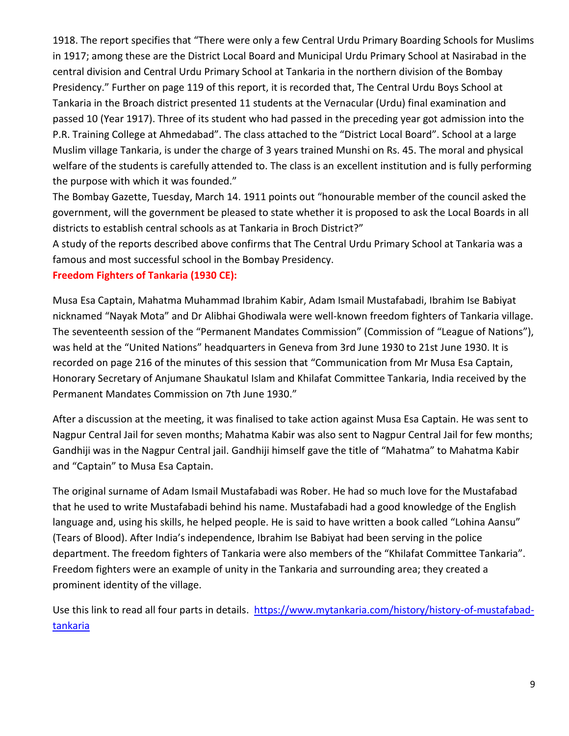1918. The report specifies that "There were only a few Central Urdu Primary Boarding Schools for Muslims in 1917; among these are the District Local Board and Municipal Urdu Primary School at Nasirabad in the central division and Central Urdu Primary School at Tankaria in the northern division of the Bombay Presidency." Further on page 119 of this report, it is recorded that, The Central Urdu Boys School at Tankaria in the Broach district presented 11 students at the Vernacular (Urdu) final examination and passed 10 (Year 1917). Three of its student who had passed in the preceding year got admission into the P.R. Training College at Ahmedabad". The class attached to the "District Local Board". School at a large Muslim village Tankaria, is under the charge of 3 years trained Munshi on Rs. 45. The moral and physical welfare of the students is carefully attended to. The class is an excellent institution and is fully performing the purpose with which it was founded."

The Bombay Gazette, Tuesday, March 14. 1911 points out "honourable member of the council asked the government, will the government be pleased to state whether it is proposed to ask the Local Boards in all districts to establish central schools as at Tankaria in Broch District?"

A study of the reports described above confirms that The Central Urdu Primary School at Tankaria was a famous and most successful school in the Bombay Presidency.

**Freedom Fighters of Tankaria (1930 CE):**

Musa Esa Captain, Mahatma Muhammad Ibrahim Kabir, Adam Ismail Mustafabadi, Ibrahim Ise Babiyat nicknamed "Nayak Mota" and Dr Alibhai Ghodiwala were well-known freedom fighters of Tankaria village. The seventeenth session of the "Permanent Mandates Commission" (Commission of "League of Nations"), was held at the "United Nations" headquarters in Geneva from 3rd June 1930 to 21st June 1930. It is recorded on page 216 of the minutes of this session that "Communication from Mr Musa Esa Captain, Honorary Secretary of Anjumane Shaukatul Islam and Khilafat Committee Tankaria, India received by the Permanent Mandates Commission on 7th June 1930."

After a discussion at the meeting, it was finalised to take action against Musa Esa Captain. He was sent to Nagpur Central Jail for seven months; Mahatma Kabir was also sent to Nagpur Central Jail for few months; Gandhiji was in the Nagpur Central jail. Gandhiji himself gave the title of "Mahatma" to Mahatma Kabir and "Captain" to Musa Esa Captain.

The original surname of Adam Ismail Mustafabadi was Rober. He had so much love for the Mustafabad that he used to write Mustafabadi behind his name. Mustafabadi had a good knowledge of the English language and, using his skills, he helped people. He is said to have written a book called "Lohina Aansu" (Tears of Blood). After India's independence, Ibrahim Ise Babiyat had been serving in the police department. The freedom fighters of Tankaria were also members of the "Khilafat Committee Tankaria". Freedom fighters were an example of unity in the Tankaria and surrounding area; they created a prominent identity of the village.

Use this link to read all four parts in details. [https://www.mytankaria.com/history/history-of-mustafabad-tankaria](https://www.mytankaria.com/history/history-of-mustafabad-tankaria)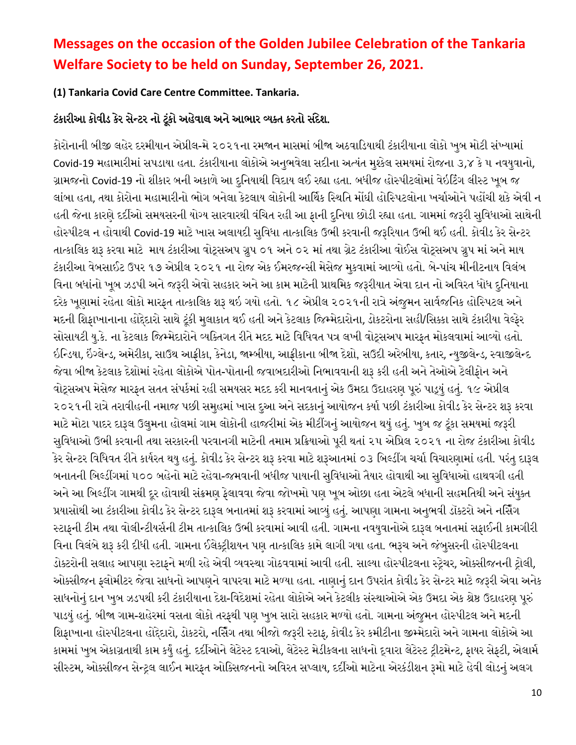# Messages on the occasion of the Golden Jubilee Celebration of the Tankaria Welfare Society to be held on Sunday, September 26, 2021.

**(1) Tankaria Covid Care Centre Committee. Tankaria.**

### ટંકારીઆ કોવીડ કેર સેન્ટર નો ટૂંકો અહેવાલ અને આભાર વ્યક્ત કરતો સંદેશ.

કોરોનાની બીજી લહેર દરમીયાન એપ્રીલ-મે ૨૦૨૧ના રમજાન માસમાં બીજા અઠવાડિયાથી ટંકારીયાના લોકો ખુબ મોટી સંખ્યામાં Covid-19 મહામારીમાં સપડાયા હતા. ટંકારીયાના લોકોએ અનુભવેલા સદીના અત્યંત મુશ્કેલ સમયમાં રોજના ૩,૪ કે ૫ નવયુવાનો, ગ્રામજનો Covid-19 નો શીકાર બની અકાળે આ દુનિયાથી વિદાય લઈ રહ્યા હતા. બધીજ હોસ્પીટલોમાં વેઇટીંગ લીસ્ટ ખૂબ જ લાંબા હતા, તથા કોરોના મહામારીનો ભોગ બનેલા કેટલાય લોકોની આર્થિક સ્થિતિ મોંઘી હોસ્પિટલોના ખર્ચાઓને પહોંચી શકે એવી ન હતી જેના કારણે દર્દીઓ સમયસરની યોગ્ય સારવારથી વંચિત રહી આ ફાની દુનિયા છોડી રહ્યા હતા. ગામમાં જરૂરી સુવિધાઓ સાથેની હોસ્પીટલ ન હોવાથી Covid-19 માટે ખાસ અલાયદી સુવિધા તાત્કાલિક ઉભી કરવાની જરૂરિયાત ઉભી થઈ હતી. કોવીડ કેર સેન્ટર તાત્કાલિક શરૂ કરવા માટે માય ટંકારીઆ વોટ્સઅપ ગ્રુપ ૦૧ અને ૦૨ માં તથા ગ્રેટ ટંકારીઆ વોઇસ વોટ્સઅપ ગ્રુપ માં અને માય ટંકારીઆ વેબસાઈટ ઉપર ૧૭ એપ્રીલ ૨૦૨૧ ના રોજ એક ઈમરજન્સી મેસેજ મુકવામાં આવ્યો હતો. બે-પાંચ મીનીટનાય વિલંબ વિના બધાંનો ખૂબ ઝડપી અને જરૂરી એવો સહકાર અને આ કામ માટેની પ્રાથમિક જરૂરીયાત એવા દાન નો અવિરત ધોધ દુનિયાના દરેક ખૂણામાં રહેતા લોકો મારફત તાત્કાલિક શરૂ થઇ ગયો હતો. ૧૮ એપ્રીલ ૨૦૨૧ની રાત્રે અંજુમન સાર્વજનિક હોસ્પિટલ અને મદની શિફાખાનાના હોદ્દેદારો સાથે ટૂંકી મુલાકાત થઈ હતી અને કેટલાક જિમ્મેદારોના, ડોકટરોના સહી/સિક્કા સાથે ટંકારીયા વેલ્ફેર સોસાયટી યુ.કે. ના કેટલાક જિમ્મેદારોને વ્યક્તિગત રીતે મદદ માટે વિધિવત પત્ર લખી વોટ્સઅપ મારફત મોકલવામાં આવ્યો હતો. ઇન્ડિયા, ઈંગ્લેન્ડ, અમેરીકા, સાઉથ આફ્રીકા, કેનેડા, જામ્બીયા, આફ્રીકાના બીજા દેશો, સઉદી અરેબીયા, કતાર, ન્યુઝીલેન્ડ, સ્વાઝીલેન્ડ જેવા બીજા કેટલાક દેશોમાં રહેતા લોકોએ પોત-પોતાની જવાબદારીઓ નિભાવવાની શરૂ કરી હતી અને તેઓએ ટેલીફોન અને વોટ્સઅપ મેસેજ મારફત સતત સંપર્કમાં રહી સમયસર મદદ કરી માનવતાનું એક ઉમદા ઉદાહરણ પૂરું પાડ્યું હતું. ૧૯ એપ્રીલ ૨૦૨૧ની રાત્રે તરાવીહની નમાજ પછી સમુહમાં ખાસ દુઆ અને સદકાનું આયોજન કર્યા પછી ટંકારીઆ કોવીડ કેર સેન્ટર શરૂ કરવા માટે મોટા પાદર દારૂલ ઉલુમના હોલમાં ગામ લોકોની હાજરીમાં એક મીટીંગનું આયોજન થયું હતું. ખુબ જ ટૂંકા સમયમાં જરૂરી સુવિધાઓ ઉભી કરવાની તથા સરકારની પરવાનગી માટેની તમામ પ્રક્રિયાઓ પૂરી થતાં ૨૫ એપ્રિલ ૨૦૨૧ ના રોજ ટંકારીઆ કોવીડ કેર સેન્ટર વિધિવત રીતે કાર્યરત થયુ હતું. કોવીડ કેર સેન્ટર શરૂ કરવા માટે શરૂઆતમાં ૦૩ બિલ્ડીંગ ચર્ચા વિચારણામાં હતી. પરંતુ દારૂલ બનાતની બિલ્ડીંગમાં ૫૦૦ બહેનો માટે રહેવા-જમવાની બધીજ પાયાની સુવિધાઓ તૈયાર હોવાથી આ સુવિધાઓ હાથવગી હતી અને આ બિલ્ડીંગ ગામથી દૂર હોવાથી સંક્રમણ ફેલાવવા જેવા જોખમો પણ ખૂબ ઓછા હતા એટલે બધાની સહમતિથી અને સંયુક્ત પ્રયાસોથી આ ટંકારીઆ કોવીડ કેર સેન્ટર દારૂલ બનાતમાં શરૂ કરવામાં આવ્યું હતું. આપણા ગામના અનુભવી ડૉક્ટરો અને નર્સિંગ સ્ટાફની ટીમ તથા વોલીન્ટીયર્સની ટીમ તાત્કાલિક ઉભી કરવામાં આવી હતી. ગામના નવયુવાનોએ દારૂલ બનાતમાં સફાઈની કામગીરી વિના વિલંબે શરૂ કરી દીધી હતી. ગામના ઈલેક્ટ્રીશયન પણ તાત્કાલિક કામે લાગી ગયા હતા. ભરૂચ અને જંબુસરની હોસ્પીટલના ડોક્ટરોની સલાહ આપણા સ્ટાફને મળી રહે એવી વ્યવસ્થા ગોઠવવામાં આવી હતી. સાલ્યા હોસ્પીટલના સ્ટ્રેચર, ઓક્સીજનની ટ્રોલી, ઓક્સીજન ફ્લોમીટર જેવા સાધનો આપણને વાપરવા માટે મળ્યા હતા. નાણાંનું દાન ઉપરાંત કોવીડ કેર સેન્ટર માટે જરૂરી એવા અનેક સાધનોનું દાન ખુબ ઝડપથી કરી ટંકારીયાના દેશ-વિદેશમાં રહેતા લોકોએ અને કેટલીક સંસ્થાઓએ એક ઉમદા એક શ્રેષ્ઠ ઉદાહરણ પૂરું પાડયું હતું. બીજા ગામ-શહેરમાં વસતા લોકો તરફથી પણ ખુબ સારો સહકાર મળ્યો હતો. ગામના અંજુમન હોસ્પીટલ અને મદની શિફાખાના હોસ્પીટલના હોદ્દેદારો, ડોકટરો, નર્સિંગ તથા બીજો જરૂરી સ્ટાફ, કોવીડ કેર કમીટીના જીમ્મેદારો અને ગામના લોકોએ આ કામમાં ખુબ એકાગ્રતાથી કામ કર્યું હતું. દર્દીઓને લેટેસ્ટ દવાઓ, લેટેસ્ટ મેડીકલના સાધનો દ્વારા લેટેસ્ટ ટ્રીટમેન્ટ, ફાયર સેફટી, એલાર્મ સીસ્ટમ, ઓક્સીજન સેન્ટ્રલ લાઈન મારફત ઓક્સિજનનો અવિરત સપ્લાય, દર્દીઓ માટેના એરકંડીશન રૂમો માટે હેવી લોડનું અલગ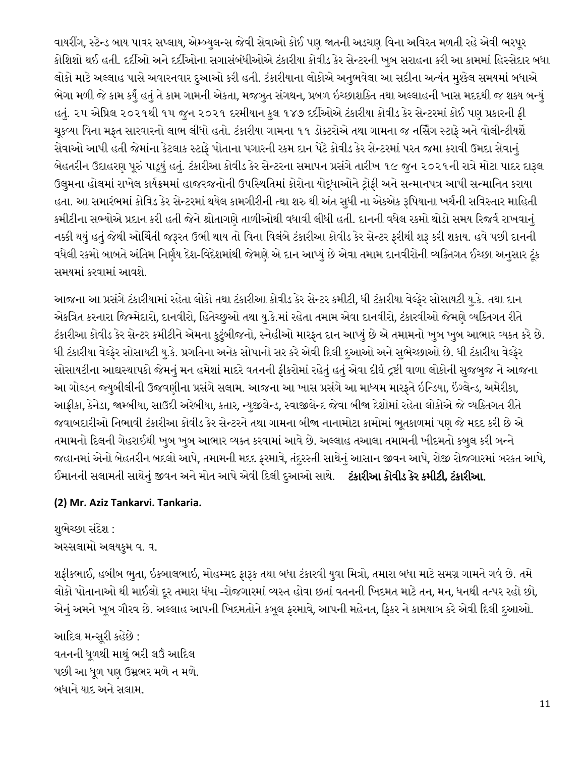વાયરીંગ, સ્ટેન્ડ બાય પાવર સપ્લાય, એમ્બ્યુલન્સ જેવી સેવાઓ કોઈ પણ જાતની અડચણ વિના અવિરત મળતી રહે એવી ભરપૂર કોશિશો થઈ હતી. દર્દીઓ અને દર્દીઓના સગાસંબંધીઓએ ટંકારીયા કોવીડ કેર સેન્ટરની ખુબ સરાહના કરી આ કામમાં હિસ્સેદાર બધા લોકો માટે અલ્લાહ પાસે અવારનવાર દુઆઓ કરી હતી. ટંકારીયાના લોકોએ અનુભવેલા આ સદીના અત્યંત મુશ્કેલ સમયમાં બધાએ ભેગા મળી જે કામ કર્યું હતું તે કામ ગામની એકતા, મજબુત સંગઠન, પ્રબળ ઈચ્છાશક્તિ તથા અલ્લાહની ખાસ મદદથી જ શક્ય બન્યું હતું. ૨૫ એપ્રિલ ૨૦૨૧થી ૧૫ જુન ૨૦૨૧ દરમીયાન કુલ ૧૪૭ દર્દીઓએ ટંકારીયા કોવીડ કેર સેન્ટરમાં કોઈ પણ પ્રકારની ફી ચૂકવ્યા વિના મફત સારવારનો લાભ લીધો હતો. ટંકારીયા ગામના ૧૧ ડોક્ટરોએ તથા ગામના જ નર્સીંગ સ્ટાફે અને વોલીન્ટીયર્શે સેવાઓ આપી હતી જેમાંના કેટલાક સ્ટાફે પોતાના પગારની રકમ દાન પેટે કોવીડ કેર સેન્ટરમાં પરત જમા કરાવી ઉમદા સેવાનું બેહતરીન ઉદાહરણ પૂરું પાડ્યું હતું. ટંકારીઆ કોવીડ કેર સેન્ટરના સમાપન પ્રસંગે તારીખ ૧૯ જુન ૨૦૨૧ની રાત્રે મોટા પાદર દારૂલ ઉલુમના હોલમાં રાખેલ કાર્યક્રમમાં હાજરજનોની ઉપસ્થિતિમાં કોરોના યોદ્ધાઓને ટ્રોફી અને સન્માનપત્ર આપી સન્માનિત કરાયા હતા. આ સમારંભમાં કોવિડ કેર સેન્ટરમાં થયેલ કામગીરીની ત્થા શરુ થી અંત સુધી ના એકએક રૂપિયાના ખર્ચની સવિસ્તાર માહિતી કમીટીના સભ્યોએ પ્રદાન કરી હતી જેને શ્રોતાગણે તાળીઓથી વધાવી લીધી હતી. દાનની વધેલ રકમો થોડો સમય રિજર્વ રાખવાનું નક્કી થયું હતું જેથી ઓચિંતી જરૂરત ઉભી થાય તો વિના વિલંબે ટંકારીઆ કોવીડ કેર સેન્ટર ફરીથી શરૂ કરી શકાય. હવે પછી દાનની વધેલી રકમો બાબતે અંતિમ નિર્ણય દેશ-વિદેશમાંથી જેમણે એ દાન આપ્યું છે એવા તમામ દાનવીરોની વ્યક્તિગત ઈચ્છા અનુસાર ટૂંક સમયમાં કરવામાં આવશે.

આજના આ પ્રસંગે ટંકારીયામાં રહેતા લોકો તથા ટંકારીઆ કોવીડ કેર સેન્ટર કમીટી, ધી ટંકારીયા વેલ્ફેર સોસાયટી યુ.કે. તથા દાન એકત્રિત કરનારા જિમ્મેદારો, દાનવીરો, હિતેચ્છુઓ તથા યુ.કે.માં રહેતા તમામ એવા દાનવીરો, ટંકારવીઓ જેમણે વ્યક્તિગત રીતે ટંકારીઆ કોવીડ કેર સેન્ટર કમીટીને એમના કુટુંબીજનો, સ્નેહીઓ મારફત દાન આપ્યું છે એ તમામનો ખુબ ખુબ આભાર વ્યક્ત કરે છે. ધી ટંકારીયા વેલ્ફેર સોસાયટી યુ.કે. પ્રગતિના અનેક સોપાનો સર કરે એવી દિલી દુઆઓ અને સુભેચ્છાઓ છે. ધી ટંકારીયા વેલ્ફેર સોસાયટીના આદ્યસ્થાપકો જેમનું મન હમેશાં માદરે વતનની ફીકરોમાં રહેતું હતું એવા દીર્ઘ દ્રષ્ટી વાળા લોકોની સુજબુજ ને આજના આ ગોલ્ડન જ્યુબીલીની ઉજવણીના પ્રસંગે સલામ. આજના આ ખાસ પ્રસંગે આ માધ્યમ મારફતે ઇન્ડિયા, ઇંગ્લેન્ડ, અમેરીકા, આફ્રીકા, કેનેડા, જામ્બીયા, સાઉદી અરેબીયા, કતાર, ન્યુઝીલેન્ડ, સ્વાઝીલેન્દ જેવા બીજા દેશોમાં રહેતા લોકોએ જે વ્યક્તિગત રીતે જવાબદારીઓ નિભાવી ટંકારીઆ કોવીડ કેર સેન્ટરને તથા ગામના બીજા નાનામોટા કામોમાં ભૂતકાળમાં પણ જે મદદ કરી છે એ તમામનો દિલની ગેહરાઈથી ખુબ ખુબ આભાર વ્યક્ત કરવામાં આવે છે. અલ્લાહ તઆલા તમામની ખીદમતો કબુલ કરી બન્ને જહાનમાં એનો બેહતરીન બદલો આપે, તમામની મદદ ફરમાવે, તંદુરસ્તી સાથેનું આસાન જીવન આપે, રોજી રોજગારમાં બરકત આપે, ઈમાનની સલામતી સાથેનું જીવન અને મોત આપે એવી દિલી દુઆઓ સાથે. **ટંકારીઆ કોવીડ કેર કમીટી, ટંકારીઆ.**

**(2) Mr. Aziz Tankarvi. Tankaria.**

શુભેચ્છા સંદેશ :
અસ્સલામો અલયકુમ વ. વ.

શફીકભાઈ, હબીબ ભુતા, ઇકબાલભાઇ, મોહમ્મદ ફારૂક તથા બધા ટંકારવી યુવા મિત્રો, તમારા બધા માટે સમગ્ર ગામને ગર્વ છે. તમે લોકો પોતાનાઓ થી માઈલો દૂર તમારા ધંધા -રોજગારમાં વ્યસ્ત હોવા છતાં વતનની ખિદમત માટે તન, મન, ધનથી તત્પર રહો છો, એનું અમને ખૂબ ગૌરવ છે. અલ્લાહ આપની ખિદમતોને કબૂલ ફરમાવે, આપની મહેનત, ફિકર ને કામયાબ કરે એવી દિલી દુઆઓ.

આદિલ મન્સૂરી કહેછે :
વતનની ધૂળથી માથું ભરી લઉં આદિલ
પછી આ ધૂળ પણ ઉમ્રભર મળે ન મળે.
બધાને યાદ અને સલામ.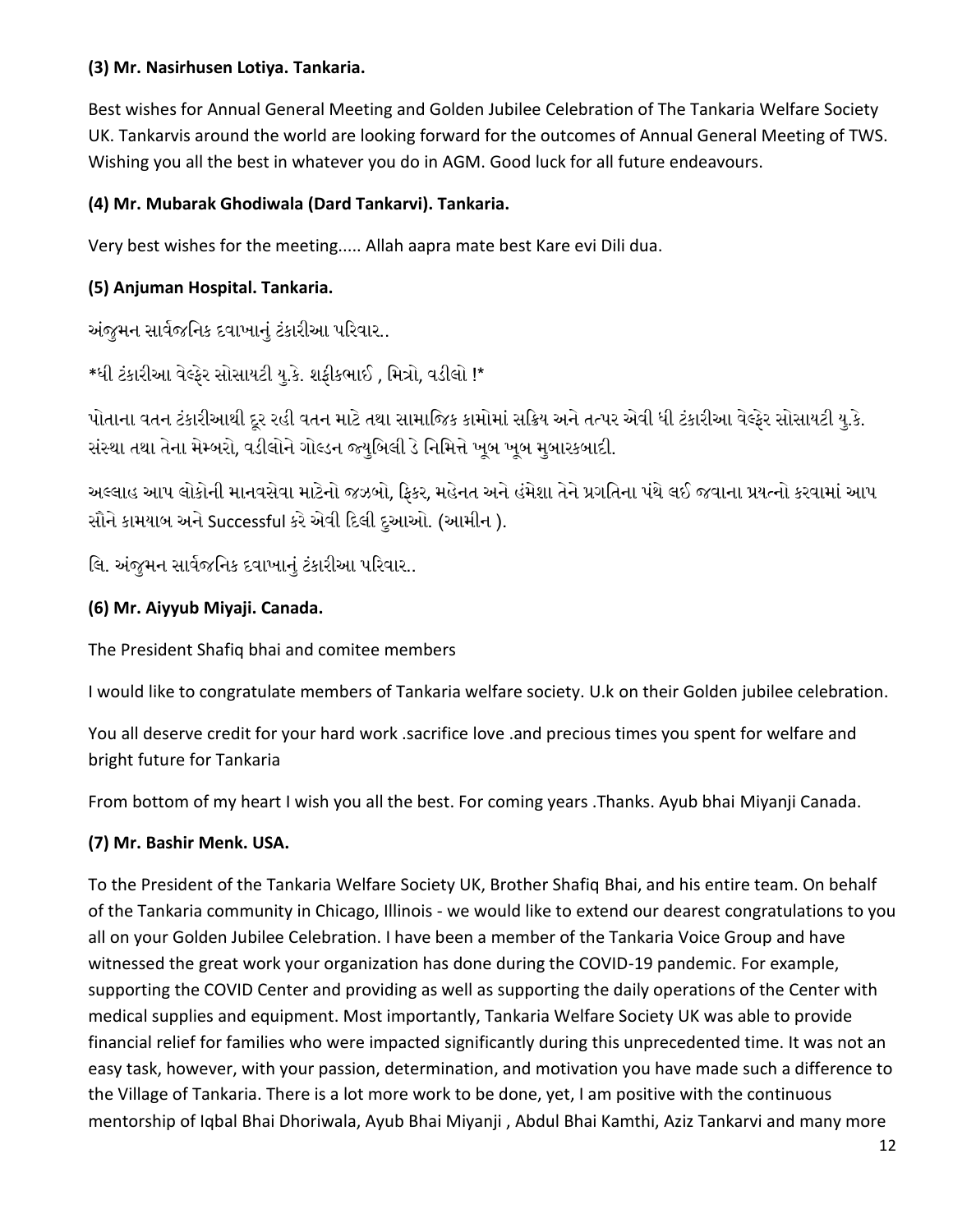**(3) Mr. Nasirhusen Lotiya. Tankaria.**

Best wishes for Annual General Meeting and Golden Jubilee Celebration of The Tankaria Welfare Society UK. Tankarvis around the world are looking forward for the outcomes of Annual General Meeting of TWS. Wishing you all the best in whatever you do in AGM. Good luck for all future endeavours.

**(4) Mr. Mubarak Ghodiwala (Dard Tankarvi). Tankaria.**

Very best wishes for the meeting..... Allah aapra mate best Kare evi Dili dua.

**(5) Anjuman Hospital. Tankaria.**

અંજુમન સાર્વજનિક દવાખાનું ટંકારીઆ પરિવાર..

*ધી ટંકારીઆ વેલ્ફેર સોસાયટી યુ.કે. શફીકભાઈ , મિત્રો, વડીલો !*

પોતાના વતન ટંકારીઆથી દૂર રહી વતન માટે તથા સામાજિક કામોમાં સક્રિય અને તત્પર એવી ધી ટંકારીઆ વેલ્ફેર સોસાયટી યુ.કે. સંસ્થા તથા તેના મેમ્બરો, વડીલોને ગોલ્ડન જ્યુબિલી ડે નિમિત્તે ખૂબ ખૂબ મુબારકબાદી.

અલ્લાહ આપ લોકોની માનવસેવા માટેનો જઝબો, ફિકર, મહેનત અને હંમેશા તેને પ્રગતિના પંથે લઈ જવાના પ્રયત્નો કરવામાં આપ સૌને કામયાબ અને Successful કરે એવી દિલી દુઆઓ. (આમીન ).

લિ. અંજુમન સાર્વજનિક દવાખાનું ટંકારીઆ પરિવાર..

**(6) Mr. Aiyyub Miyaji. Canada.**

The President Shafiq bhai and comitee members

I would like to congratulate members of Tankaria welfare society. U.k on their Golden jubilee celebration.

You all deserve credit for your hard work .sacrifice love .and precious times you spent for welfare and bright future for Tankaria

From bottom of my heart I wish you all the best. For coming years .Thanks. Ayub bhai Miyanji Canada.

**(7) Mr. Bashir Menk. USA.**

To the President of the Tankaria Welfare Society UK, Brother Shafiq Bhai, and his entire team. On behalf of the Tankaria community in Chicago, Illinois - we would like to extend our dearest congratulations to you all on your Golden Jubilee Celebration. I have been a member of the Tankaria Voice Group and have witnessed the great work your organization has done during the COVID-19 pandemic. For example, supporting the COVID Center and providing as well as supporting the daily operations of the Center with medical supplies and equipment. Most importantly, Tankaria Welfare Society UK was able to provide financial relief for families who were impacted significantly during this unprecedented time. It was not an easy task, however, with your passion, determination, and motivation you have made such a difference to the Village of Tankaria. There is a lot more work to be done, yet, I am positive with the continuous mentorship of Iqbal Bhai Dhoriwala, Ayub Bhai Miyanji , Abdul Bhai Kamthi, Aziz Tankarvi and many more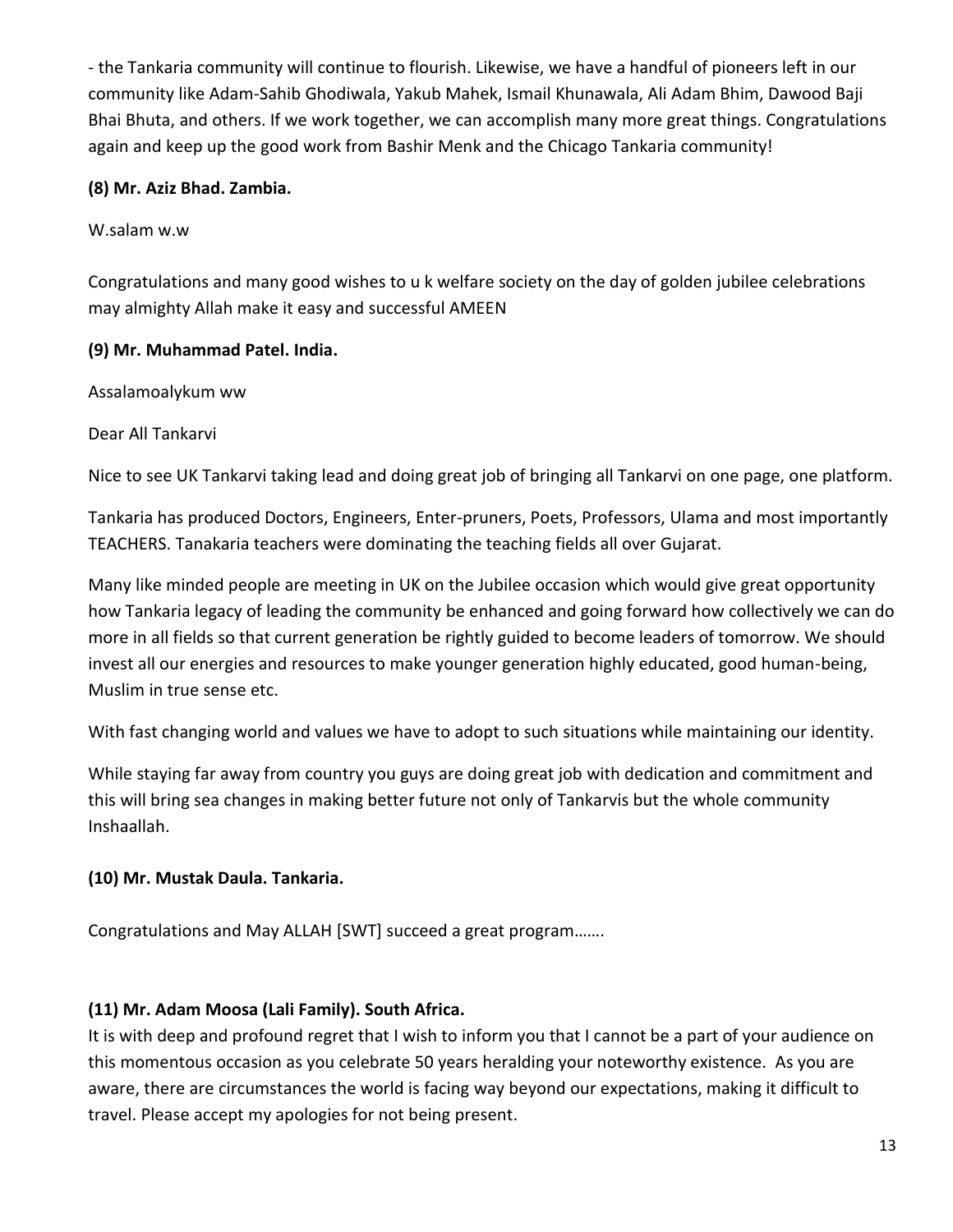- the Tankaria community will continue to flourish. Likewise, we have a handful of pioneers left in our community like Adam-Sahib Ghodiwala, Yakub Mahek, Ismail Khunawala, Ali Adam Bhim, Dawood Baji Bhai Bhuta, and others. If we work together, we can accomplish many more great things. Congratulations again and keep up the good work from Bashir Menk and the Chicago Tankaria community!

**(8) Mr. Aziz Bhad. Zambia.**

W.salam w.w

Congratulations and many good wishes to u k welfare society on the day of golden jubilee celebrations may almighty Allah make it easy and successful AMEEN

**(9) Mr. Muhammad Patel. India.**

Assalamoalykum ww

Dear All Tankarvi

Nice to see UK Tankarvi taking lead and doing great job of bringing all Tankarvi on one page, one platform.

Tankaria has produced Doctors, Engineers, Enter-pruners, Poets, Professors, Ulama and most importantly TEACHERS. Tanakaria teachers were dominating the teaching fields all over Gujarat.

Many like minded people are meeting in UK on the Jubilee occasion which would give great opportunity how Tankaria legacy of leading the community be enhanced and going forward how collectively we can do more in all fields so that current generation be rightly guided to become leaders of tomorrow. We should invest all our energies and resources to make younger generation highly educated, good human-being, Muslim in true sense etc.

With fast changing world and values we have to adopt to such situations while maintaining our identity.

While staying far away from country you guys are doing great job with dedication and commitment and this will bring sea changes in making better future not only of Tankarvis but the whole community Inshaallah.

**(10) Mr. Mustak Daula. Tankaria.**

Congratulations and May ALLAH [SWT] succeed a great program…….

**(11) Mr. Adam Moosa (Lali Family). South Africa.**

It is with deep and profound regret that I wish to inform you that I cannot be a part of your audience on this momentous occasion as you celebrate 50 years heralding your noteworthy existence. As you are aware, there are circumstances the world is facing way beyond our expectations, making it difficult to travel. Please accept my apologies for not being present.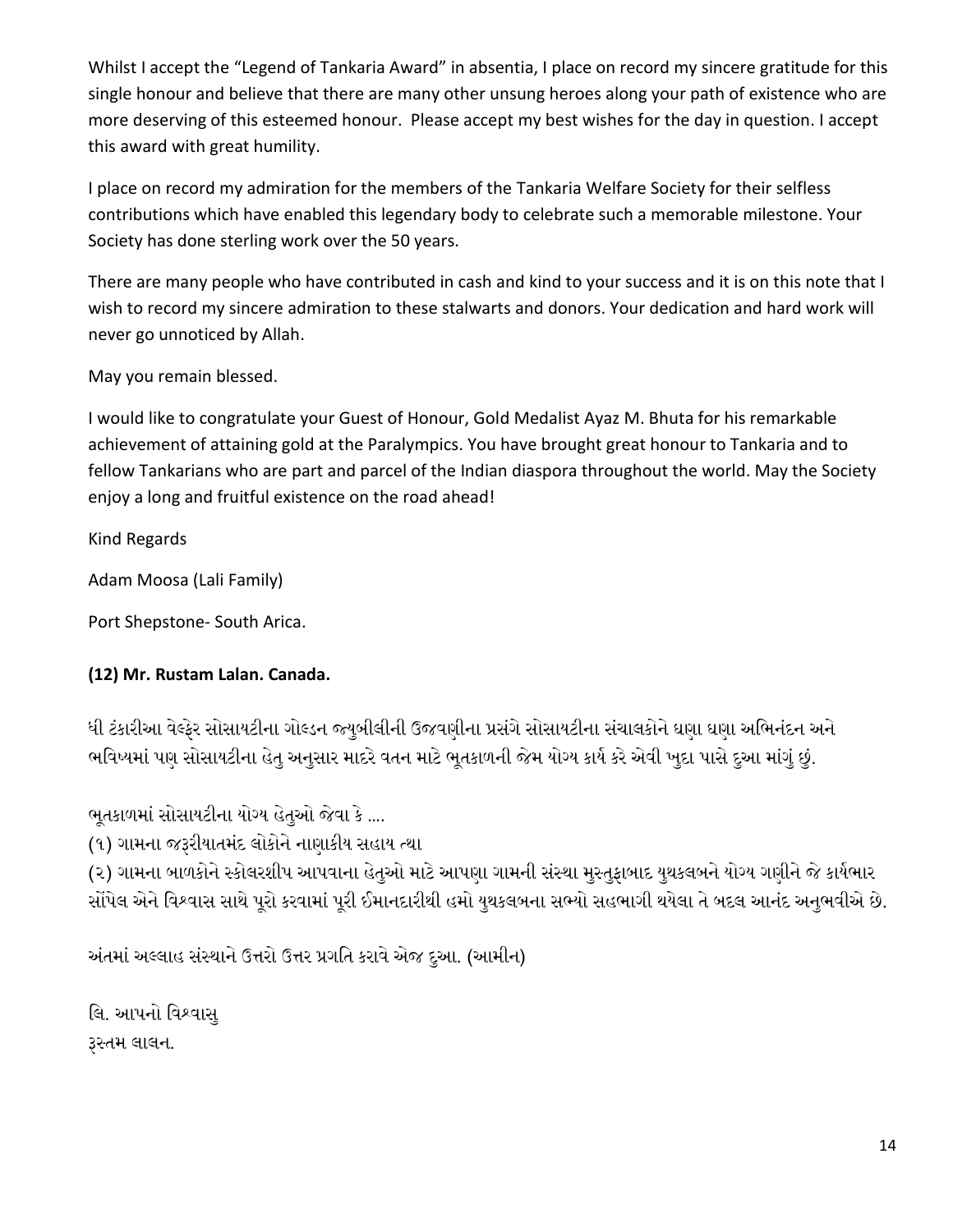Whilst I accept the “Legend of Tankaria Award” in absentia, I place on record my sincere gratitude for this single honour and believe that there are many other unsung heroes along your path of existence who are more deserving of this esteemed honour. Please accept my best wishes for the day in question. I accept this award with great humility.

I place on record my admiration for the members of the Tankaria Welfare Society for their selfless contributions which have enabled this legendary body to celebrate such a memorable milestone. Your Society has done sterling work over the 50 years.

There are many people who have contributed in cash and kind to your success and it is on this note that I wish to record my sincere admiration to these stalwarts and donors. Your dedication and hard work will never go unnoticed by Allah.

May you remain blessed.

I would like to congratulate your Guest of Honour, Gold Medalist Ayaz M. Bhuta for his remarkable achievement of attaining gold at the Paralympics. You have brought great honour to Tankaria and to fellow Tankarians who are part and parcel of the Indian diaspora throughout the world. May the Society enjoy a long and fruitful existence on the road ahead!

Kind Regards

Adam Moosa (Lali Family)

Port Shepstone- South Arica.

**(12) Mr. Rustam Lalan. Canada.**

ધી ટંકારીઆ વેલ્ફેર સોસાયટીના ગોલ્ડન જ્યુબીલીની ઉજવણીના પ્રસંગે સોસાયટીના સંચાલકોને ઘણા ઘણા અભિનંદન અને ભવિષ્યમાં પણ સોસાયટીના હેતુ અનુસાર માદરે વતન માટે ભૂતકાળની જેમ યોગ્ય કાર્ય કરે એવી ખુદા પાસે દુઆ માંગું છું.

ભૂતકાળમાં સોસાયટીના યોગ્ય હેતુઓ જેવા કે ....
(૧) ગામના જરૂરીયાતમંદ લોકોને નાણાકીય સહાય તથા
(૨) ગામના બાળકોને સ્કોલરશીપ આપવાના હેતુઓ માટે આપણા ગામની સંસ્થા મુસ્તુફાબાદ યુથકલબને યોગ્ય ગણીને જે કાર્યભાર સોંપેલ એને વિશ્વાસ સાથે પૂરો કરવામાં પૂરી ઈમાનદારીથી હમો યુથકલબના સભ્યો સહભાગી થયેલા તે બદલ આનંદ અનુભવીએ છે.

અંતમાં અલ્લાહ સંસ્થાને ઉત્તરો ઉત્તર પ્રગતિ કરાવે એજ દુઆ. (આમીન)

લિ. આપનો વિશ્વાસુ
રૂસ્તમ લાલન.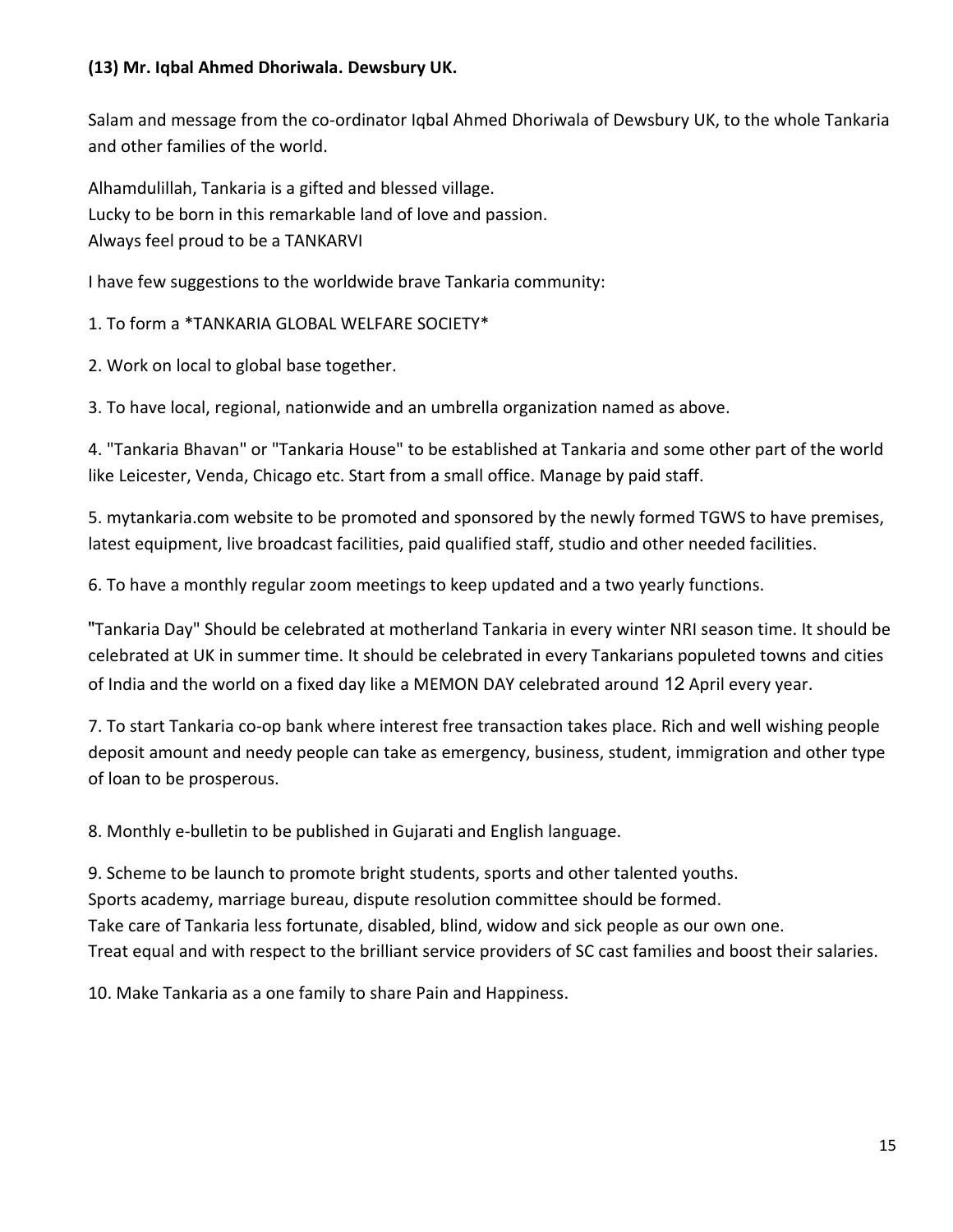**(13) Mr. Iqbal Ahmed Dhoriwala. Dewsbury UK.**

Salam and message from the co-ordinator Iqbal Ahmed Dhoriwala of Dewsbury UK, to the whole Tankaria and other families of the world.

Alhamdulillah, Tankaria is a gifted and blessed village.
Lucky to be born in this remarkable land of love and passion.
Always feel proud to be a TANKARVI

I have few suggestions to the worldwide brave Tankaria community:

1. To form a *TANKARIA GLOBAL WELFARE SOCIETY*

2. Work on local to global base together.

3. To have local, regional, nationwide and an umbrella organization named as above.

4. "Tankaria Bhavan" or "Tankaria House" to be established at Tankaria and some other part of the world like Leicester, Venda, Chicago etc. Start from a small office. Manage by paid staff.

5. mytankaria.com website to be promoted and sponsored by the newly formed TGWS to have premises, latest equipment, live broadcast facilities, paid qualified staff, studio and other needed facilities.

6. To have a monthly regular zoom meetings to keep updated and a two yearly functions.

"Tankaria Day" Should be celebrated at motherland Tankaria in every winter NRI season time. It should be celebrated at UK in summer time. It should be celebrated in every Tankarians populeted towns and cities of India and the world on a fixed day like a MEMON DAY celebrated around 12 April every year.

7. To start Tankaria co-op bank where interest free transaction takes place. Rich and well wishing people deposit amount and needy people can take as emergency, business, student, immigration and other type of loan to be prosperous.

8. Monthly e-bulletin to be published in Gujarati and English language.

9. Scheme to be launch to promote bright students, sports and other talented youths.
Sports academy, marriage bureau, dispute resolution committee should be formed.
Take care of Tankaria less fortunate, disabled, blind, widow and sick people as our own one.
Treat equal and with respect to the brilliant service providers of SC cast families and boost their salaries.

10. Make Tankaria as a one family to share Pain and Happiness.